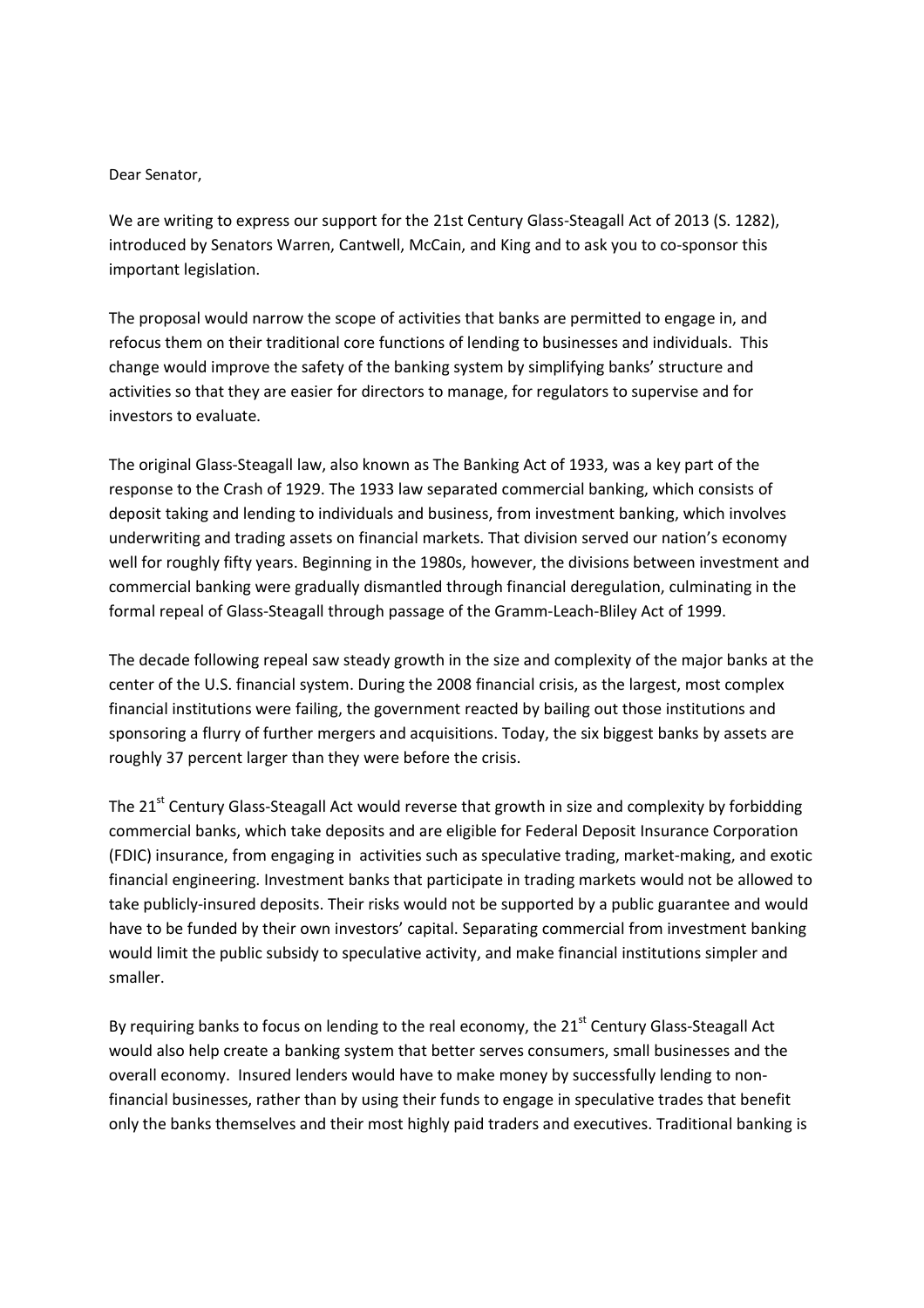Dear Senator,

We are writing to express our support for the 21st Century Glass-Steagall Act of 2013 (S. 1282), introduced by Senators Warren, Cantwell, McCain, and King and to ask you to co-sponsor this important legislation.

The proposal would narrow the scope of activities that banks are permitted to engage in, and refocus them on their traditional core functions of lending to businesses and individuals. This change would improve the safety of the banking system by simplifying banks' structure and activities so that they are easier for directors to manage, for regulators to supervise and for investors to evaluate.

The original Glass-Steagall law, also known as The Banking Act of 1933, was a key part of the response to the Crash of 1929. The 1933 law separated commercial banking, which consists of deposit taking and lending to individuals and business, from investment banking, which involves underwriting and trading assets on financial markets. That division served our nation's economy well for roughly fifty years. Beginning in the 1980s, however, the divisions between investment and commercial banking were gradually dismantled through financial deregulation, culminating in the formal repeal of Glass-Steagall through passage of the Gramm-Leach-Bliley Act of 1999.

The decade following repeal saw steady growth in the size and complexity of the major banks at the center of the U.S. financial system. During the 2008 financial crisis, as the largest, most complex financial institutions were failing, the government reacted by bailing out those institutions and sponsoring a flurry of further mergers and acquisitions. Today, the six biggest banks by assets are roughly 37 percent larger than they were before the crisis.

The 21st Century Glass-Steagall Act would reverse that growth in size and complexity by forbidding commercial banks, which take deposits and are eligible for Federal Deposit Insurance Corporation (FDIC) insurance, from engaging in activities such as speculative trading, market-making, and exotic financial engineering. Investment banks that participate in trading markets would not be allowed to take publicly-insured deposits. Their risks would not be supported by a public guarantee and would have to be funded by their own investors' capital. Separating commercial from investment banking would limit the public subsidy to speculative activity, and make financial institutions simpler and smaller.

By requiring banks to focus on lending to the real economy, the 21st Century Glass-Steagall Act would also help create a banking system that better serves consumers, small businesses and the overall economy. Insured lenders would have to make money by successfully lending to non-financial businesses, rather than by using their funds to engage in speculative trades that benefit only the banks themselves and their most highly paid traders and executives. Traditional banking is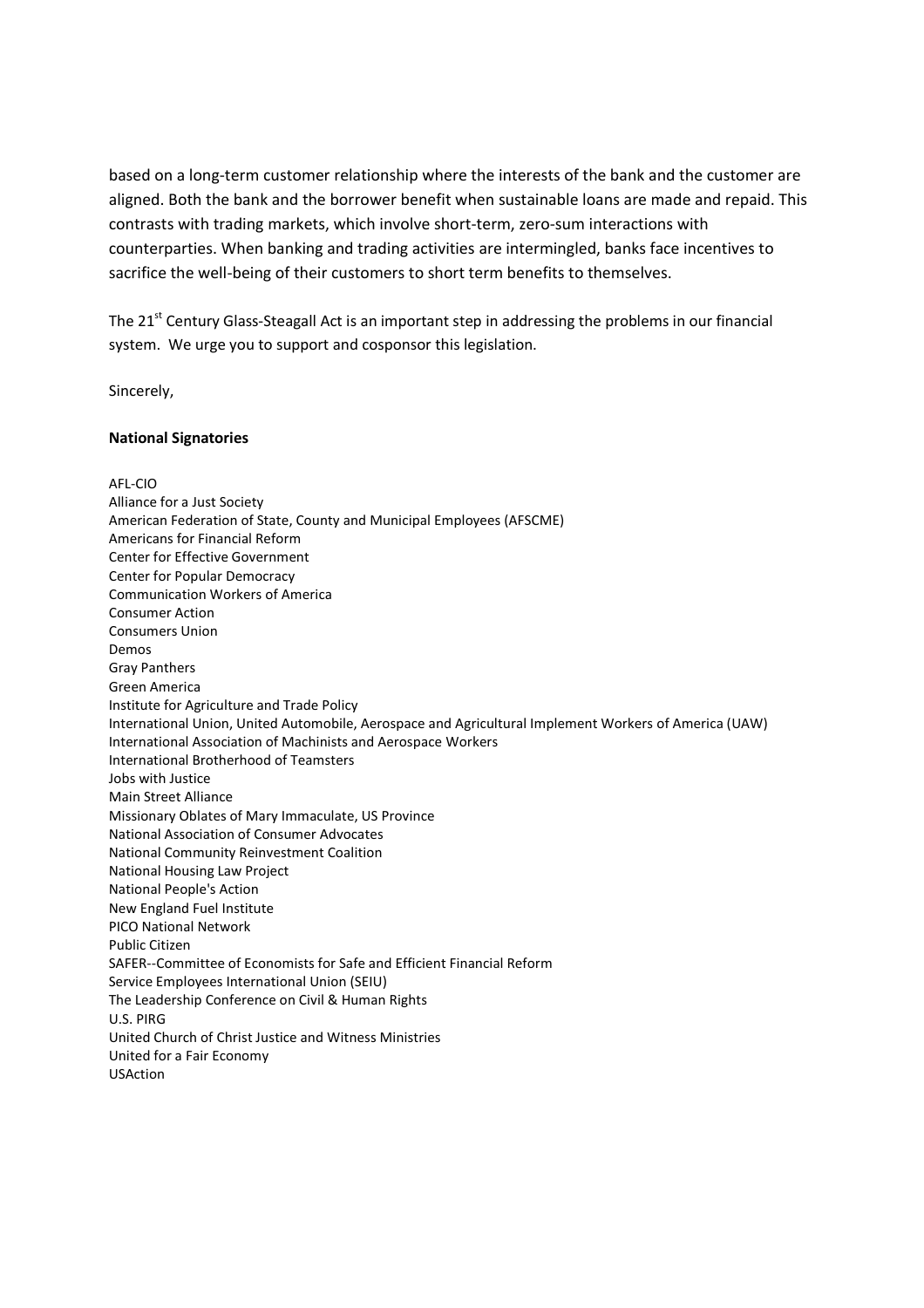based on a long-term customer relationship where the interests of the bank and the customer are aligned. Both the bank and the borrower benefit when sustainable loans are made and repaid. This contrasts with trading markets, which involve short-term, zero-sum interactions with counterparties. When banking and trading activities are intermingled, banks face incentives to sacrifice the well-being of their customers to short term benefits to themselves.

The 21st Century Glass-Steagall Act is an important step in addressing the problems in our financial system. We urge you to support and cosponsor this legislation.

Sincerely,

**National Signatories**

AFL-CIO
Alliance for a Just Society
American Federation of State, County and Municipal Employees (AFSCME)
Americans for Financial Reform
Center for Effective Government
Center for Popular Democracy
Communication Workers of America
Consumer Action
Consumers Union
Demos
Gray Panthers
Green America
Institute for Agriculture and Trade Policy
International Union, United Automobile, Aerospace and Agricultural Implement Workers of America (UAW)
International Association of Machinists and Aerospace Workers
International Brotherhood of Teamsters
Jobs with Justice
Main Street Alliance
Missionary Oblates of Mary Immaculate, US Province
National Association of Consumer Advocates
National Community Reinvestment Coalition
National Housing Law Project
National People's Action
New England Fuel Institute
PICO National Network
Public Citizen
SAFER--Committee of Economists for Safe and Efficient Financial Reform
Service Employees International Union (SEIU)
The Leadership Conference on Civil & Human Rights
U.S. PIRG
United Church of Christ Justice and Witness Ministries
United for a Fair Economy
USAction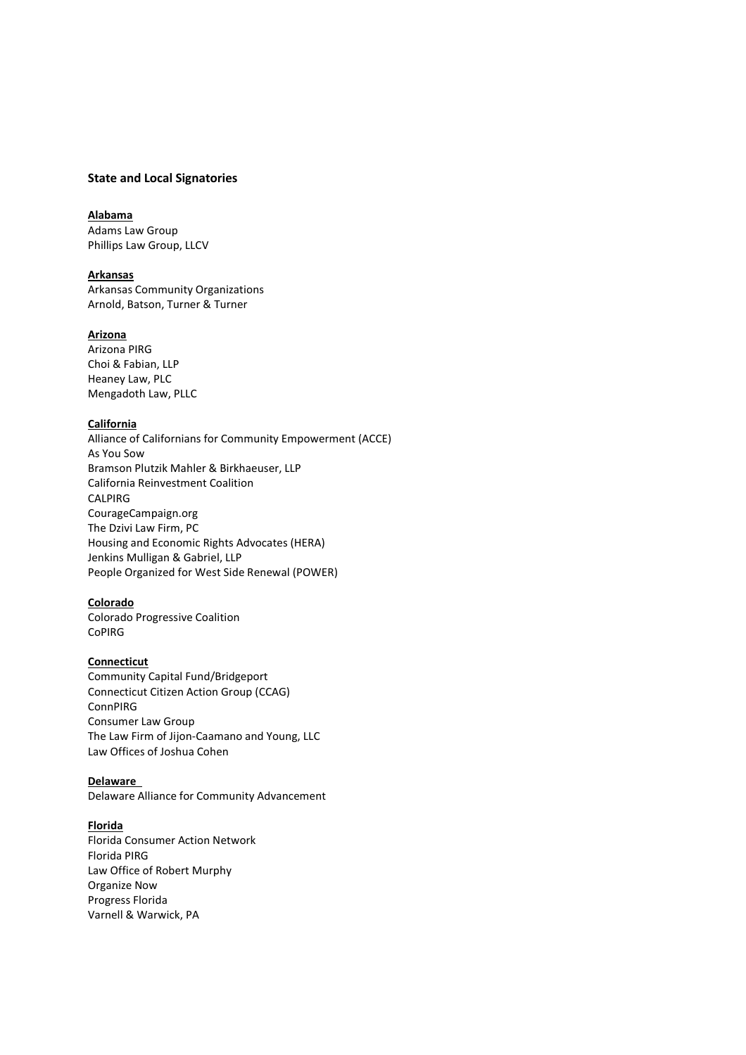## State and Local Signatories

**Alabama**

Adams Law Group
Phillips Law Group, LLCV

**Arkansas**

Arkansas Community Organizations
Arnold, Batson, Turner & Turner

**Arizona**

Arizona PIRG
Choi & Fabian, LLP
Heaney Law, PLC
Mengadoth Law, PLLC

**California**

Alliance of Californians for Community Empowerment (ACCE)
As You Sow
Bramson Plutzik Mahler & Birkhaeuser, LLP
California Reinvestment Coalition
CALPIRG
CourageCampaign.org
The Dzivi Law Firm, PC
Housing and Economic Rights Advocates (HERA)
Jenkins Mulligan & Gabriel, LLP
People Organized for West Side Renewal (POWER)

**Colorado**

Colorado Progressive Coalition
CoPIRG

**Connecticut**

Community Capital Fund/Bridgeport
Connecticut Citizen Action Group (CCAG)
ConnPIRG
Consumer Law Group
The Law Firm of Jijon-Caamano and Young, LLC
Law Offices of Joshua Cohen

**Delaware**

Delaware Alliance for Community Advancement

**Florida**

Florida Consumer Action Network
Florida PIRG
Law Office of Robert Murphy
Organize Now
Progress Florida
Varnell & Warwick, PA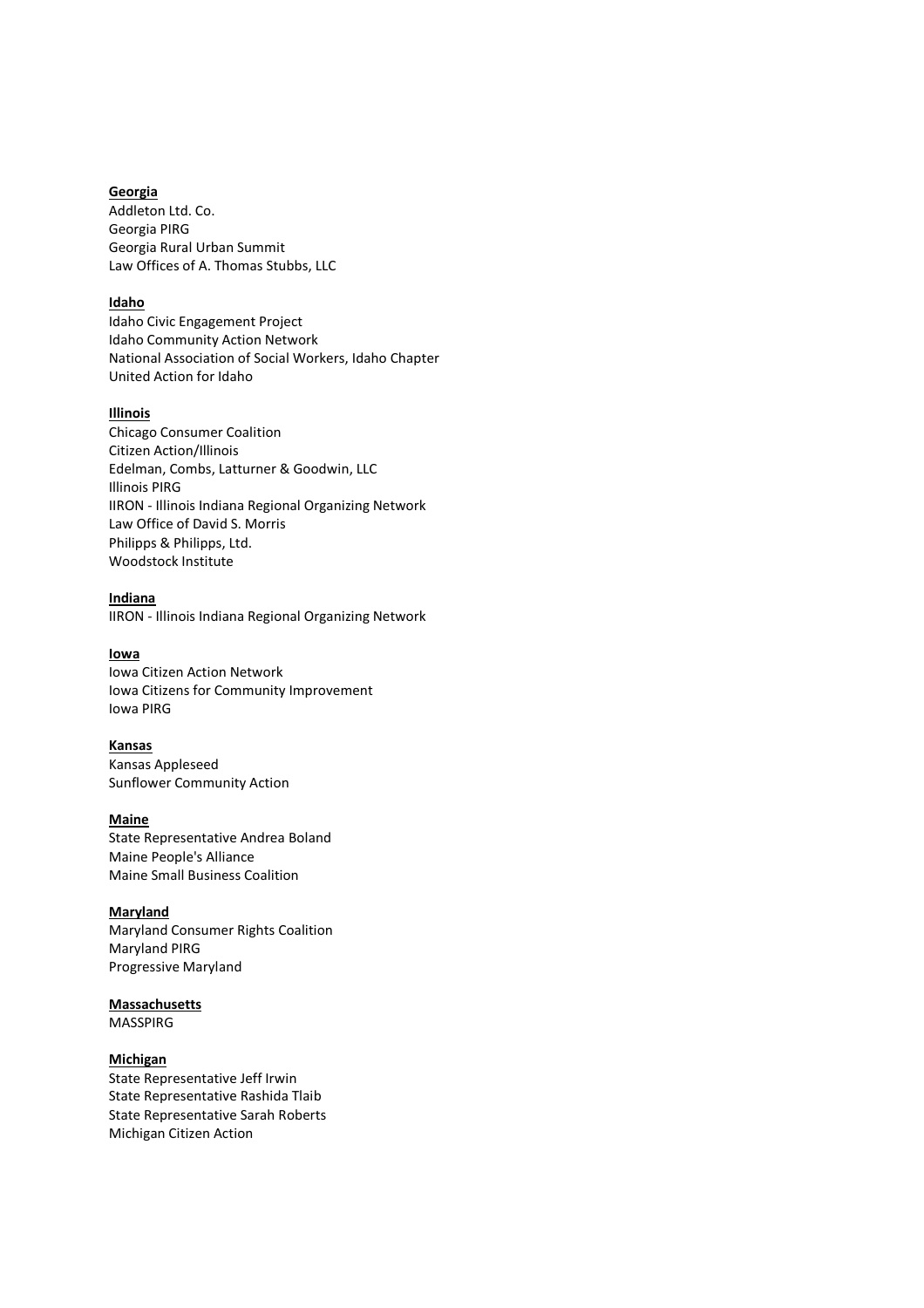**Georgia**

Addleton Ltd. Co.
Georgia PIRG
Georgia Rural Urban Summit
Law Offices of A. Thomas Stubbs, LLC

**Idaho**

Idaho Civic Engagement Project
Idaho Community Action Network
National Association of Social Workers, Idaho Chapter
United Action for Idaho

**Illinois**

Chicago Consumer Coalition
Citizen Action/Illinois
Edelman, Combs, Latturner & Goodwin, LLC
Illinois PIRG
IIRON - Illinois Indiana Regional Organizing Network
Law Office of David S. Morris
Philipps & Philipps, Ltd.
Woodstock Institute

**Indiana**

IIRON - Illinois Indiana Regional Organizing Network

**Iowa**

Iowa Citizen Action Network
Iowa Citizens for Community Improvement
Iowa PIRG

**Kansas**

Kansas Appleseed
Sunflower Community Action

**Maine**

State Representative Andrea Boland
Maine People's Alliance
Maine Small Business Coalition

**Maryland**

Maryland Consumer Rights Coalition
Maryland PIRG
Progressive Maryland

**Massachusetts**

MASSPIRG

**Michigan**

State Representative Jeff Irwin
State Representative Rashida Tlaib
State Representative Sarah Roberts
Michigan Citizen Action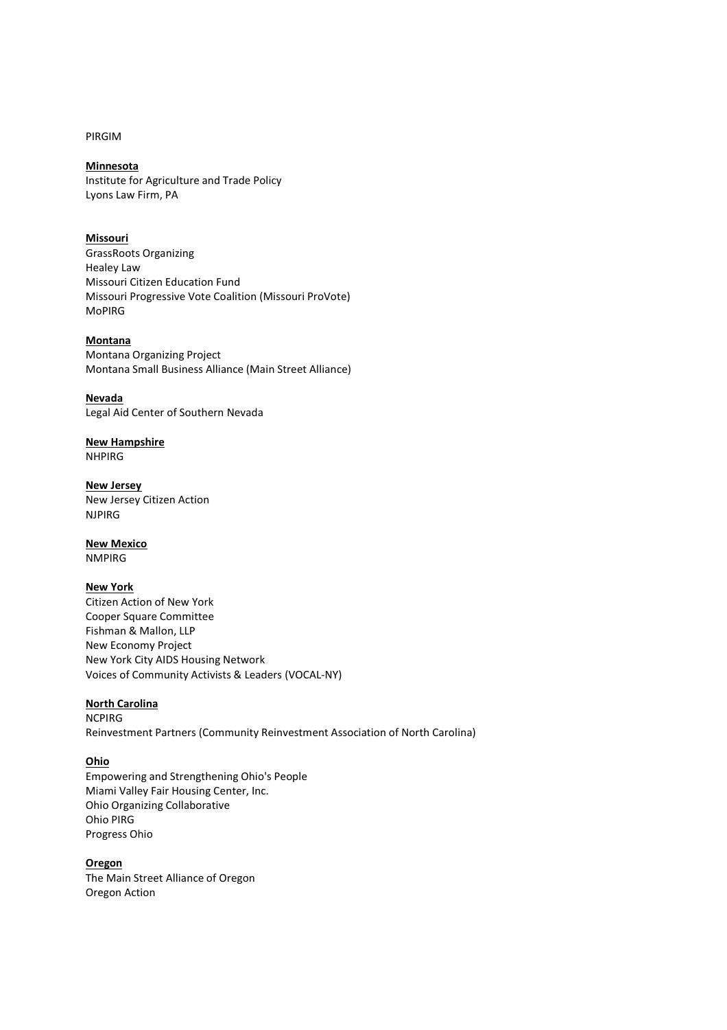PIRGIM

**Minnesota**

Institute for Agriculture and Trade Policy
Lyons Law Firm, PA

**Missouri**

GrassRoots Organizing
Healey Law
Missouri Citizen Education Fund
Missouri Progressive Vote Coalition (Missouri ProVote)
MoPIRG

**Montana**

Montana Organizing Project
Montana Small Business Alliance (Main Street Alliance)

**Nevada**

Legal Aid Center of Southern Nevada

**New Hampshire**

NHPIRG

**New Jersey**

New Jersey Citizen Action
NJPIRG

**New Mexico**

NMPIRG

**New York**

Citizen Action of New York
Cooper Square Committee
Fishman & Mallon, LLP
New Economy Project
New York City AIDS Housing Network
Voices of Community Activists & Leaders (VOCAL-NY)

**North Carolina**

NCPIRG
Reinvestment Partners (Community Reinvestment Association of North Carolina)

**Ohio**

Empowering and Strengthening Ohio's People
Miami Valley Fair Housing Center, Inc.
Ohio Organizing Collaborative
Ohio PIRG
Progress Ohio

**Oregon**

The Main Street Alliance of Oregon
Oregon Action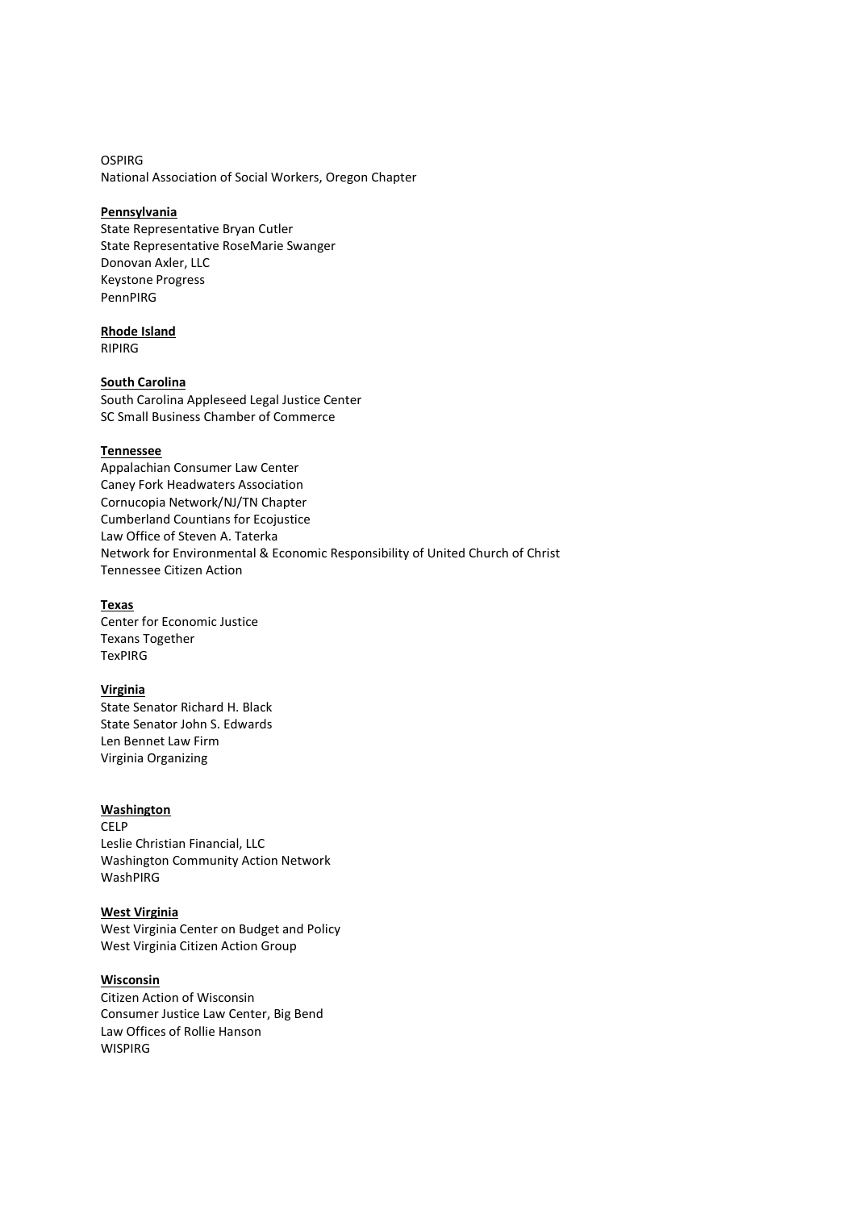OSPIRG
National Association of Social Workers, Oregon Chapter

**Pennsylvania**
State Representative Bryan Cutler
State Representative RoseMarie Swanger
Donovan Axler, LLC
Keystone Progress
PennPIRG

**Rhode Island**
RIPIRG

**South Carolina**
South Carolina Appleseed Legal Justice Center
SC Small Business Chamber of Commerce

**Tennessee**
Appalachian Consumer Law Center
Caney Fork Headwaters Association
Cornucopia Network/NJ/TN Chapter
Cumberland Countians for Ecojustice
Law Office of Steven A. Taterka
Network for Environmental & Economic Responsibility of United Church of Christ
Tennessee Citizen Action

**Texas**
Center for Economic Justice
Texans Together
TexPIRG

**Virginia**
State Senator Richard H. Black
State Senator John S. Edwards
Len Bennet Law Firm
Virginia Organizing

**Washington**
CELP
Leslie Christian Financial, LLC
Washington Community Action Network
WashPIRG

**West Virginia**
West Virginia Center on Budget and Policy
West Virginia Citizen Action Group

**Wisconsin**
Citizen Action of Wisconsin
Consumer Justice Law Center, Big Bend
Law Offices of Rollie Hanson
WISPIRG